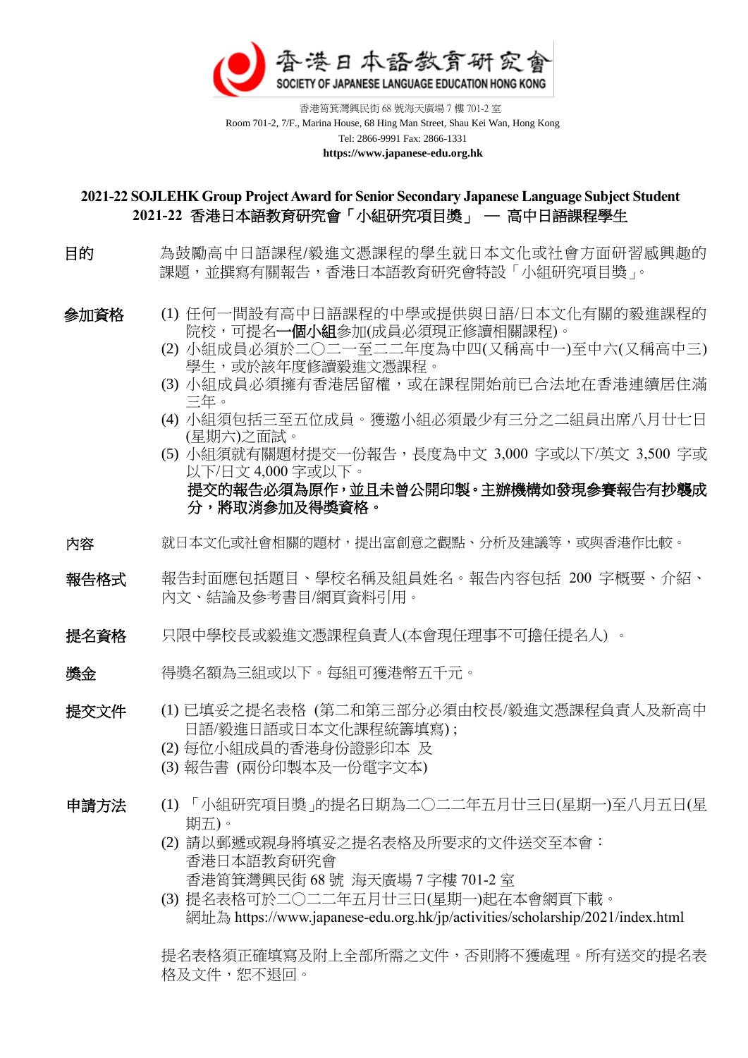香港日本語教育研究會
SOCIETY OF JAPANESE LANGUAGE EDUCATION HONG KONG

香港筲箕灣興民街 68 號海天廣場 7 樓 701-2 室
Room 701-2, 7/F., Marina House, 68 Hing Man Street, Shau Kei Wan, Hong Kong
Tel: 2866-9991 Fax: 2866-1331
**https://www.japanese-edu.org.hk**

## 2021-22 SOJLEHK Group Project Award for Senior Secondary Japanese Language Subject Student
## 2021-22 香港日本語教育研究會「小組研究項目獎」 — 高中日語課程學生

**目的**

為鼓勵高中日語課程/毅進文憑課程的學生就日本文化或社會方面研習感興趣的課題，並撰寫有關報告，香港日本語教育研究會特設「小組研究項目獎」。

**參加資格**

(1) 任何一間設有高中日語課程的中學或提供與日語/日本文化有關的毅進課程的院校，可提名**一個小組**參加(成員必須現正修讀相關課程)。
(2) 小組成員必須於二〇二一至二二年度為中四(又稱高中一)至中六(又稱高中三)學生，或於該年度修讀毅進文憑課程。
(3) 小組成員必須擁有香港居留權，或在課程開始前已合法地在香港連續居住滿三年。
(4) 小組須包括三至五位成員。獲邀小組必須最少有三分之二組員出席八月廿七日(星期六)之面試。
(5) 小組須就有關題材提交一份報告，長度為中文 3,000 字或以下/英文 3,500 字或以下/日文 4,000 字或以下。
**提交的報告必須為原作，並且未曾公開印製。主辦機構如發現參賽報告有抄襲成分，將取消參加及得獎資格。**

**內容**

就日本文化或社會相關的題材，提出富創意之觀點、分析及建議等，或與香港作比較。

**報告格式**

報告封面應包括題目、學校名稱及組員姓名。報告內容包括 200 字概要、介紹、內文、結論及參考書目/網頁資料引用。

**提名資格**

只限中學校長或毅進文憑課程負責人(本會現任理事不可擔任提名人) 。

**獎金**

得獎名額為三組或以下。每組可獲港幣五千元。

**提交文件**

(1) 已填妥之提名表格 (第二和第三部分必須由校長/毅進文憑課程負責人及新高中日語/毅進日語或日本文化課程統籌填寫)；
(2) 每位小組成員的香港身份證影印本 及
(3) 報告書 (兩份印製本及一份電字文本)

**申請方法**

(1) 「小組研究項目獎」的提名日期為二〇二二年五月廿三日(星期一)至八月五日(星期五)。
(2) 請以郵遞或親身將填妥之提名表格及所要求的文件送交至本會：
香港日本語教育研究會
香港筲箕灣興民街 68 號 海天廣場 7 字樓 701-2 室
(3) 提名表格可於二〇二二年五月廿三日(星期一)起在本會網頁下載。
網址為 https://www.japanese-edu.org.hk/jp/activities/scholarship/2021/index.html

提名表格須正確填寫及附上全部所需之文件，否則將不獲處理。所有送交的提名表格及文件，恕不退回。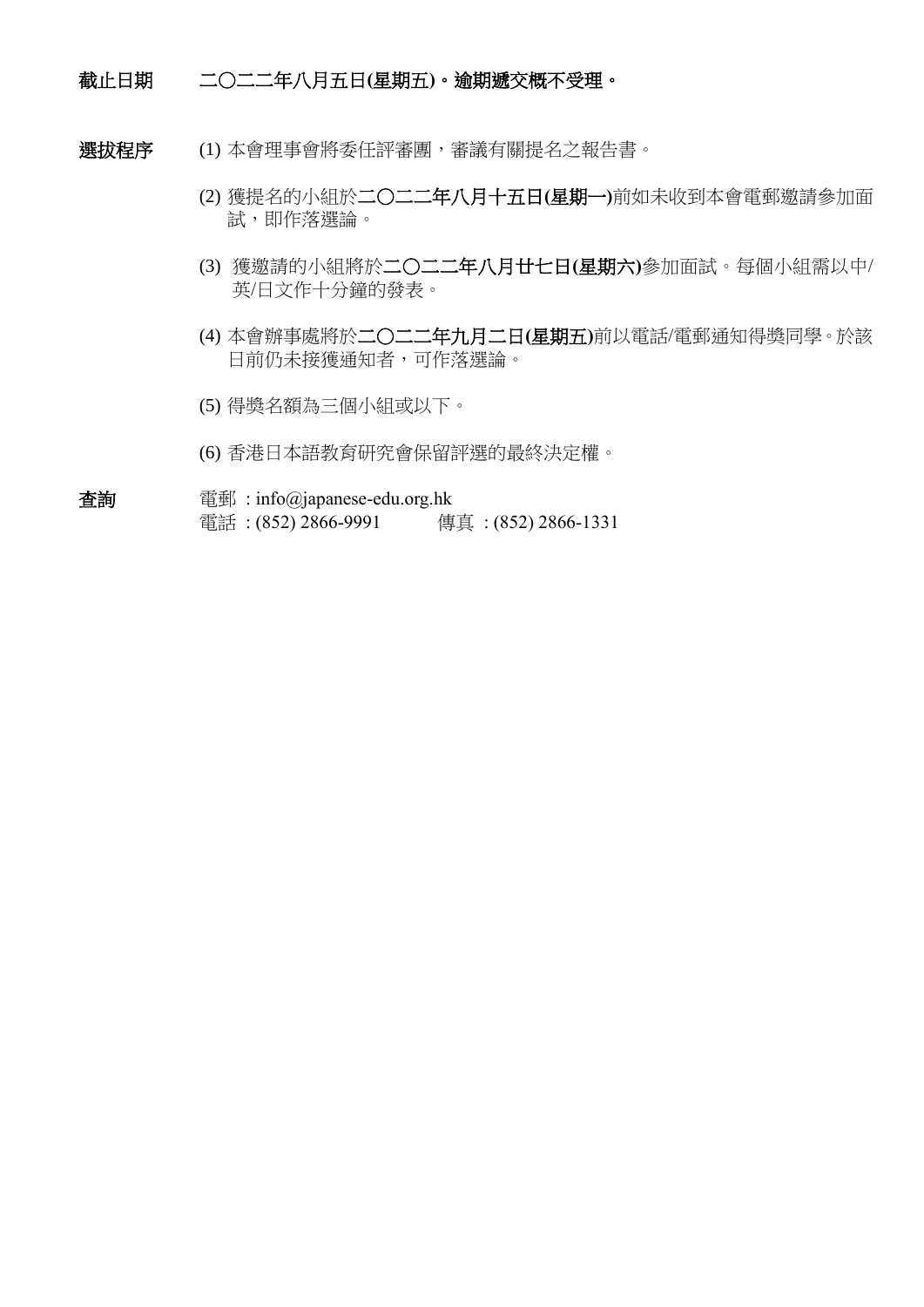**截止日期**　**二〇二二年八月五日(星期五)。逾期遞交概不受理。**

**選拔程序**

(1) 本會理事會將委任評審團，審議有關提名之報告書。

(2) 獲提名的小組於**二〇二二年八月十五日(星期一)**前如未收到本會電郵邀請參加面試，即作落選論。

(3) 獲邀請的小組將於**二〇二二年八月廿七日(星期六)**參加面試。每個小組需以中/英/日文作十分鐘的發表。

(4) 本會辦事處將於**二〇二二年九月二日(星期五)**前以電話/電郵通知得獎同學。於該日前仍未接獲通知者，可作落選論。

(5) 得獎名額為三個小組或以下。

(6) 香港日本語教育研究會保留評選的最終決定權。

**查詢**

電郵 : info@japanese-edu.org.hk
電話 : (852) 2866-9991　　傳真 : (852) 2866-1331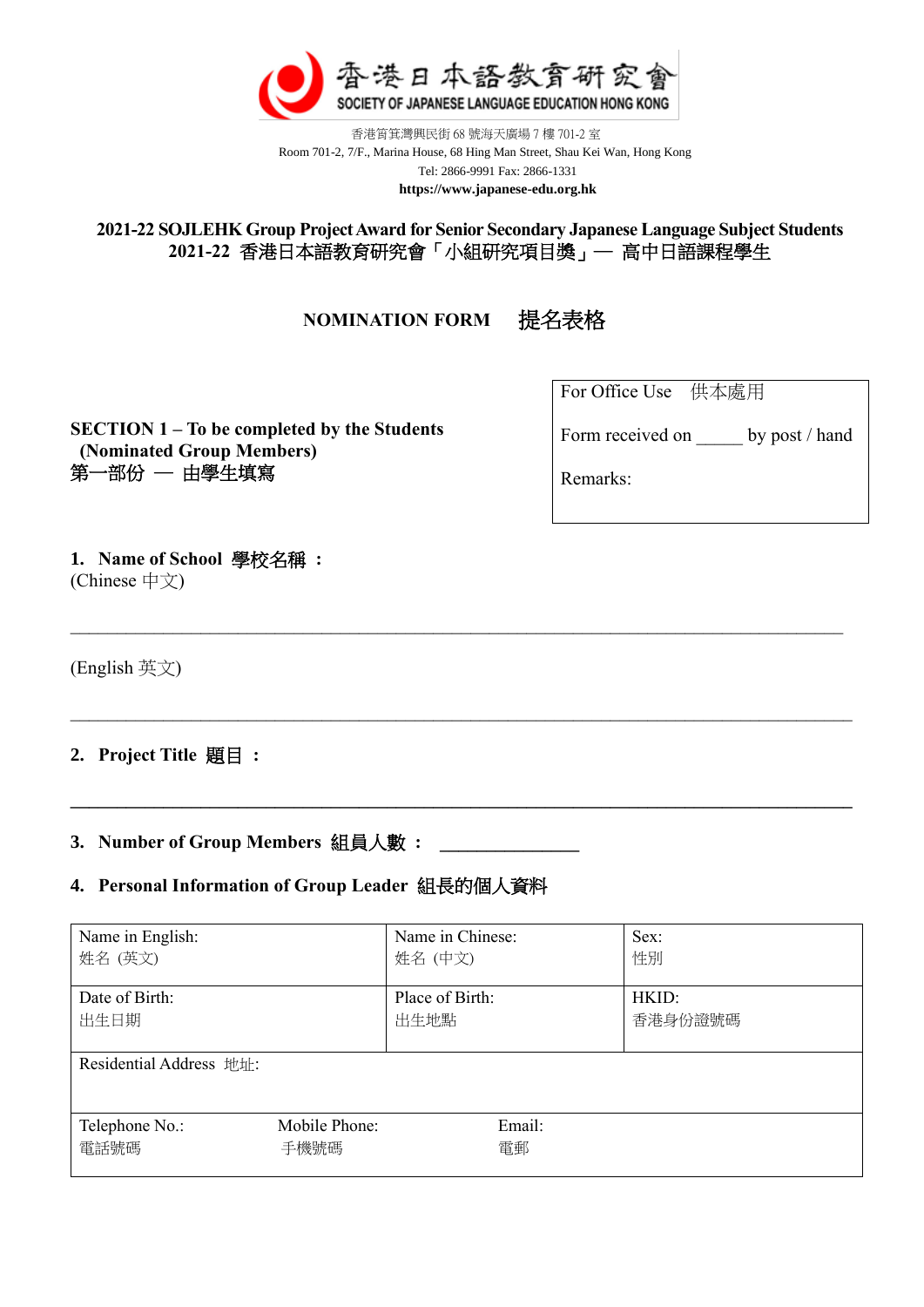香港日本語教育研究會
SOCIETY OF JAPANESE LANGUAGE EDUCATION HONG KONG

香港筲箕灣興民街 68 號海天廣場 7 樓 701-2 室
Room 701-2, 7/F., Marina House, 68 Hing Man Street, Shau Kei Wan, Hong Kong
Tel: 2866-9991 Fax: 2866-1331
**https://www.japanese-edu.org.hk**

## 2021-22 SOJLEHK Group Project Award for Senior Secondary Japanese Language Subject Students
## 2021-22 香港日本語教育研究會「小組研究項目獎」— 高中日語課程學生

## NOMINATION FORM 提名表格

| For Office Use 供本處用 |
|---|
| Form received on _____ by post / hand |
| Remarks: |

**SECTION 1 – To be completed by the Students (Nominated Group Members)**
**第一部份 — 由學生填寫**

**1. Name of School 學校名稱 ：**
(Chinese 中文)

_______________________________________________________________________________

(English 英文)

_______________________________________________________________________________

**2. Project Title 題目 ：**

_______________________________________________________________________________

**3. Number of Group Members 組員人數 ：** _______________

**4. Personal Information of Group Leader 組長的個人資料**

| Name in English:<br>姓名 (英文) | Name in Chinese:<br>姓名 (中文) | Sex:<br>性別 |
|---|---|---|
| Date of Birth:<br>出生日期 | Place of Birth:<br>出生地點 | HKID:<br>香港身份證號碼 |
| Residential Address 地址: | | |
| Telephone No.:<br>電話號碼 | Mobile Phone:<br>手機號碼 | Email:<br>電郵 |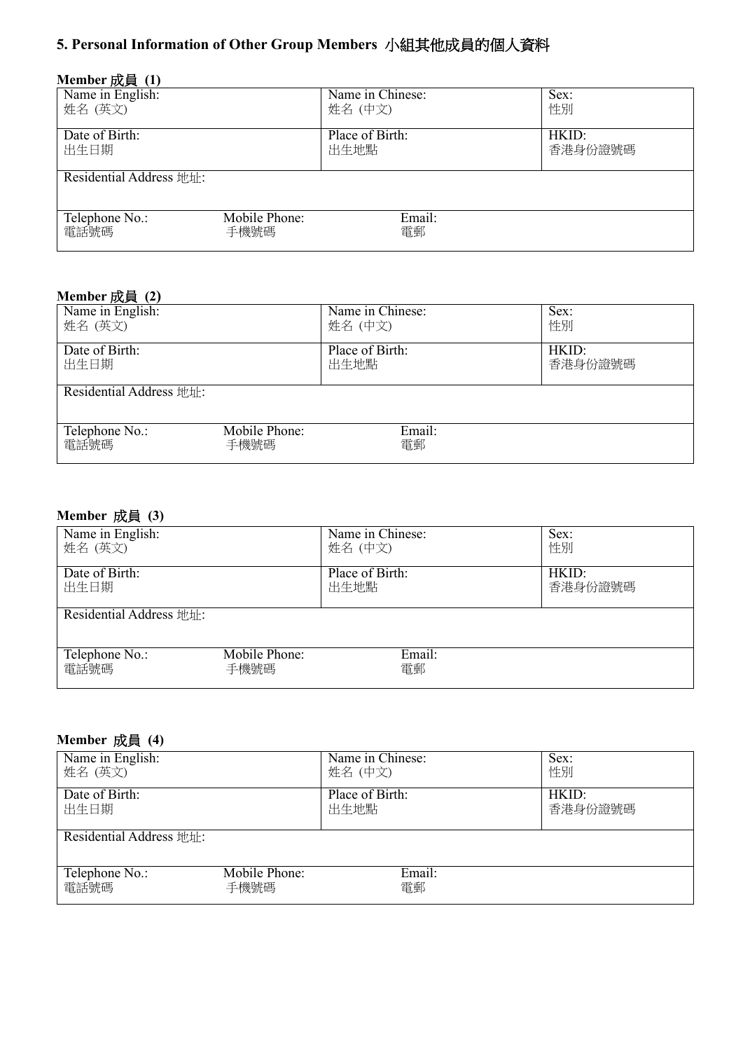## 5. Personal Information of Other Group Members 小組其他成員的個人資料

**Member 成員 (1)**

| Name in English: 姓名 (英文) | | Name in Chinese: 姓名 (中文) | Sex: 性別 |
|---|---|---|---|
| Date of Birth: 出生日期 | | Place of Birth: 出生地點 | HKID: 香港身份證號碼 |
| Residential Address 地址: | | | |
| Telephone No.: 電話號碼 | Mobile Phone: 手機號碼 | Email: 電郵 | |

**Member 成員 (2)**

| Name in English: 姓名 (英文) | | Name in Chinese: 姓名 (中文) | Sex: 性別 |
|---|---|---|---|
| Date of Birth: 出生日期 | | Place of Birth: 出生地點 | HKID: 香港身份證號碼 |
| Residential Address 地址: | | | |
| Telephone No.: 電話號碼 | Mobile Phone: 手機號碼 | Email: 電郵 | |

**Member 成員 (3)**

| Name in English: 姓名 (英文) | | Name in Chinese: 姓名 (中文) | Sex: 性別 |
|---|---|---|---|
| Date of Birth: 出生日期 | | Place of Birth: 出生地點 | HKID: 香港身份證號碼 |
| Residential Address 地址: | | | |
| Telephone No.: 電話號碼 | Mobile Phone: 手機號碼 | Email: 電郵 | |

**Member 成員 (4)**

| Name in English: 姓名 (英文) | | Name in Chinese: 姓名 (中文) | Sex: 性別 |
|---|---|---|---|
| Date of Birth: 出生日期 | | Place of Birth: 出生地點 | HKID: 香港身份證號碼 |
| Residential Address 地址: | | | |
| Telephone No.: 電話號碼 | Mobile Phone: 手機號碼 | Email: 電郵 | |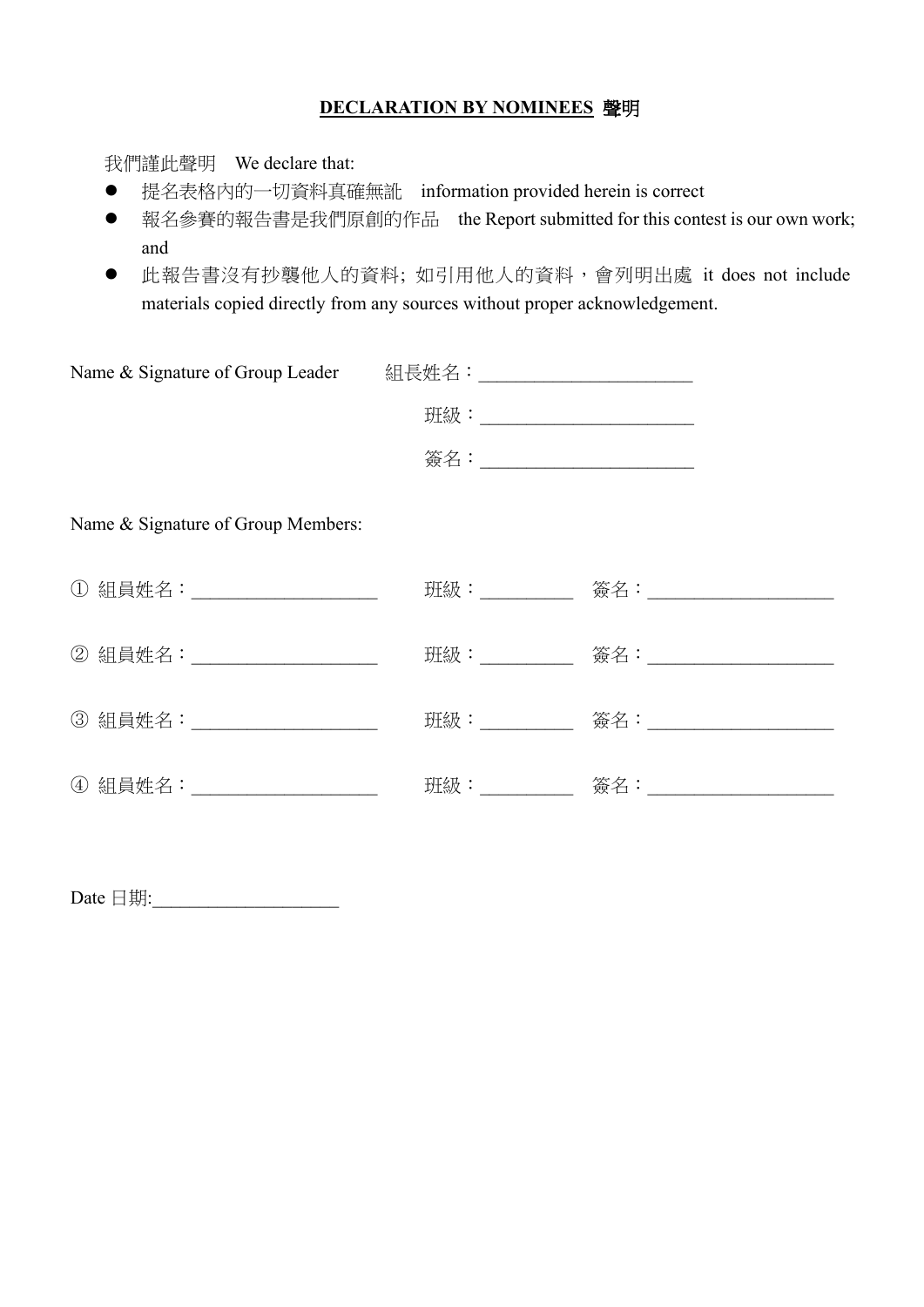## **DECLARATION BY NOMINEES 聲明**

我們謹此聲明　We declare that:

- 提名表格內的一切資料真確無訛　information provided herein is correct
- 報名參賽的報告書是我們原創的作品　the Report submitted for this contest is our own work; and
- 此報告書沒有抄襲他人的資料; 如引用他人的資料，會列明出處　it does not include materials copied directly from any sources without proper acknowledgement.

Name & Signature of Group Leader　　組長姓名：______________________

班級：______________________

簽名：______________________

Name & Signature of Group Members:

① 組員姓名：___________________　　班級：_________　簽名：___________________

② 組員姓名：___________________　　班級：_________　簽名：___________________

③ 組員姓名：___________________　　班級：_________　簽名：___________________

④ 組員姓名：___________________　　班級：_________　簽名：___________________

Date 日期:___________________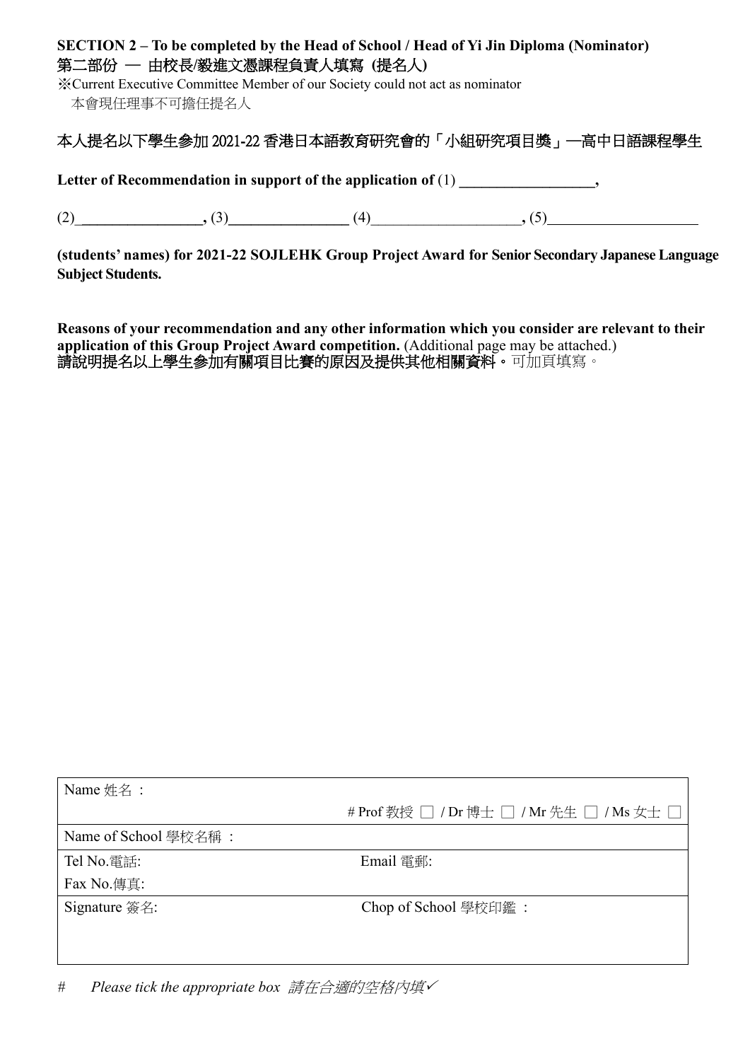## SECTION 2 – To be completed by the Head of School / Head of Yi Jin Diploma (Nominator)
## 第二部份 — 由校長/毅進文憑課程負責人填寫 (提名人)

※Current Executive Committee Member of our Society could not act as nominator
本會現任理事不可擔任提名人

本人提名以下學生參加 2021-22 香港日本語教育研究會的「小組研究項目獎」—高中日語課程學生

**Letter of Recommendation in support of the application of** (1) __________________**,**

(2)________________**,** (3)________________ (4)____________________**,** (5)____________________

**(students' names) for 2021-22 SOJLEHK Group Project Award for Senior Secondary Japanese Language Subject Students.**

**Reasons of your recommendation and any other information which you consider are relevant to their application of this Group Project Award competition.** (Additional page may be attached.)
**請說明提名以上學生參加有關項目比賽的原因及提供其他相關資料。**可加頁填寫。

| Name 姓名： | # Prof 教授 □ / Dr 博士 □ / Mr 先生 □ / Ms 女士 □ |
|---|---|
| Name of School 學校名稱： | |
| Tel No.電話: | Email 電郵: |
| Fax No.傳真: | |
| Signature 簽名: | Chop of School 學校印鑑： |

\# *Please tick the appropriate box 請在合適的空格內填✓*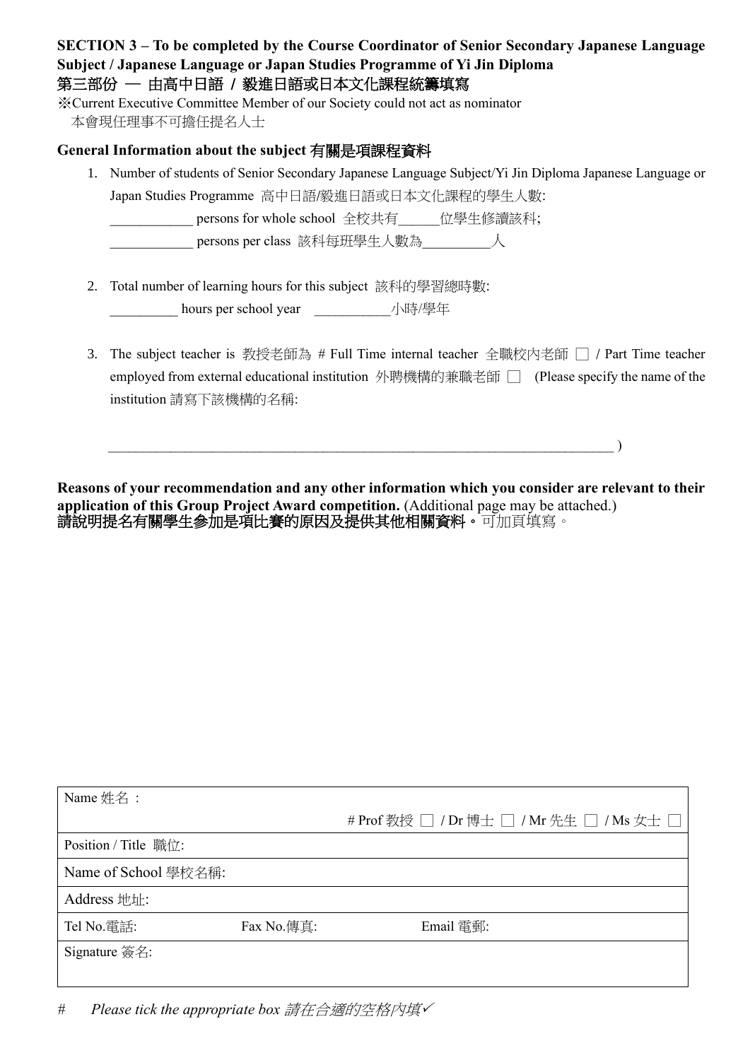**SECTION 3 – To be completed by the Course Coordinator of Senior Secondary Japanese Language Subject / Japanese Language or Japan Studies Programme of Yi Jin Diploma**

**第三部份 — 由高中日語 / 毅進日語或日本文化課程統籌填寫**

※Current Executive Committee Member of our Society could not act as nominator
本會現任理事不可擔任提名人士

### General Information about the subject 有關是項課程資料

1. Number of students of Senior Secondary Japanese Language Subject/Yi Jin Diploma Japanese Language or Japan Studies Programme 高中日語/毅進日語或日本文化課程的學生人數:
   ____________ persons for whole school 全校共有______位學生修讀該科;
   ____________ persons per class 該科每班學生人數為__________人

2. Total number of learning hours for this subject 該科的學習總時數:
   __________ hours per school year ___________小時/學年

3. The subject teacher is 教授老師為 # Full Time internal teacher 全職校內老師 ☐ / Part Time teacher employed from external educational institution 外聘機構的兼職老師 ☐ (Please specify the name of the institution 請寫下該機構的名稱:

   ________________________________________________________________________ )

**Reasons of your recommendation and any other information which you consider are relevant to their application of this Group Project Award competition.** (Additional page may be attached.)
**請說明提名有關學生參加是項比賽的原因及提供其他相關資料。**可加頁填寫。

| | | |
|---|---|---|
| Name 姓名 : | | # Prof 教授 ☐ / Dr 博士 ☐ / Mr 先生 ☐ / Ms 女士 ☐ |
| Position / Title 職位: | | |
| Name of School 學校名稱: | | |
| Address 地址: | | |
| Tel No.電話: | Fax No.傳真: | Email 電郵: |
| Signature 簽名: | | |

# *Please tick the appropriate box 請在合適的空格內填✓*